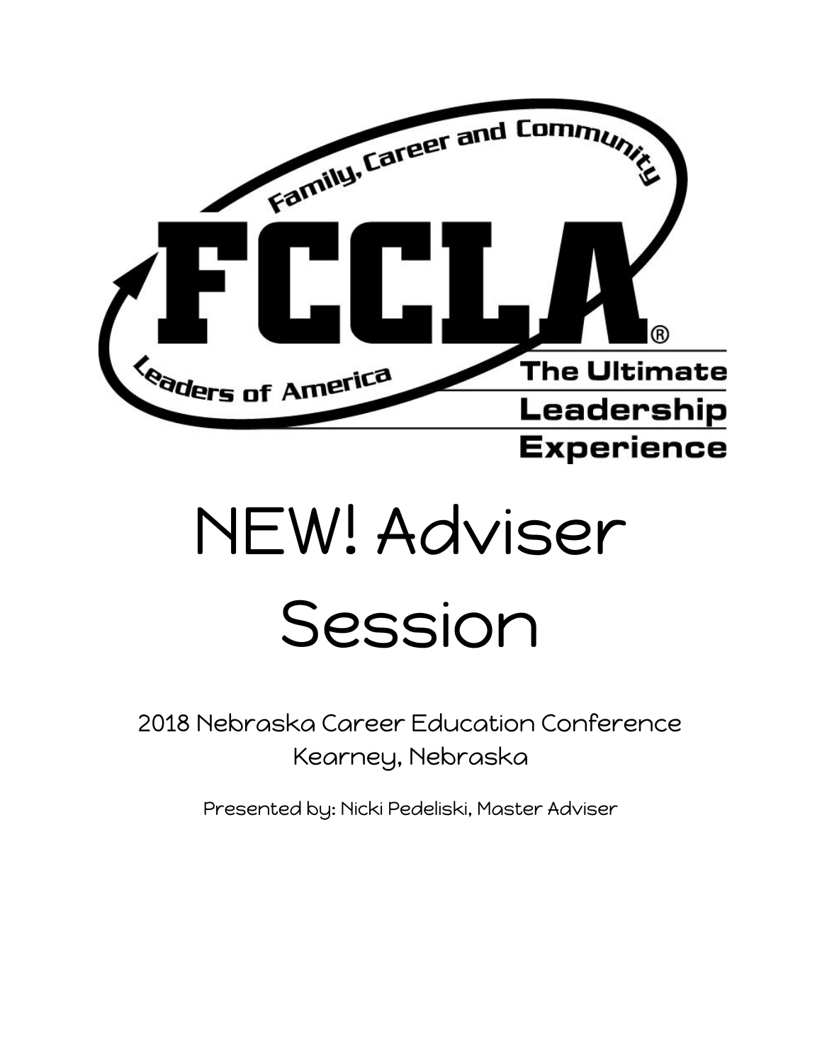Family, Career and Community Leaders of America

FCCLA®

The Ultimate Leadership Experience

# NEW! Adviser Session

2018 Nebraska Career Education Conference
Kearney, Nebraska

Presented by: Nicki Pedeliski, Master Adviser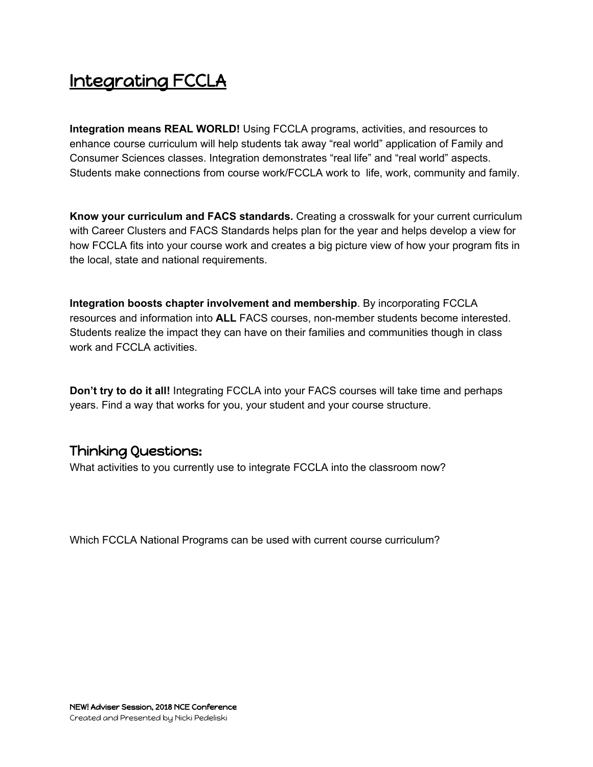# Integrating FCCLA

**Integration means REAL WORLD!** Using FCCLA programs, activities, and resources to enhance course curriculum will help students tak away "real world" application of Family and Consumer Sciences classes. Integration demonstrates "real life" and "real world" aspects. Students make connections from course work/FCCLA work to life, work, community and family.

**Know your curriculum and FACS standards.** Creating a crosswalk for your current curriculum with Career Clusters and FACS Standards helps plan for the year and helps develop a view for how FCCLA fits into your course work and creates a big picture view of how your program fits in the local, state and national requirements.

**Integration boosts chapter involvement and membership**. By incorporating FCCLA resources and information into **ALL** FACS courses, non-member students become interested. Students realize the impact they can have on their families and communities though in class work and FCCLA activities.

**Don't try to do it all!** Integrating FCCLA into your FACS courses will take time and perhaps years. Find a way that works for you, your student and your course structure.

## Thinking Questions:

What activities to you currently use to integrate FCCLA into the classroom now?

Which FCCLA National Programs can be used with current course curriculum?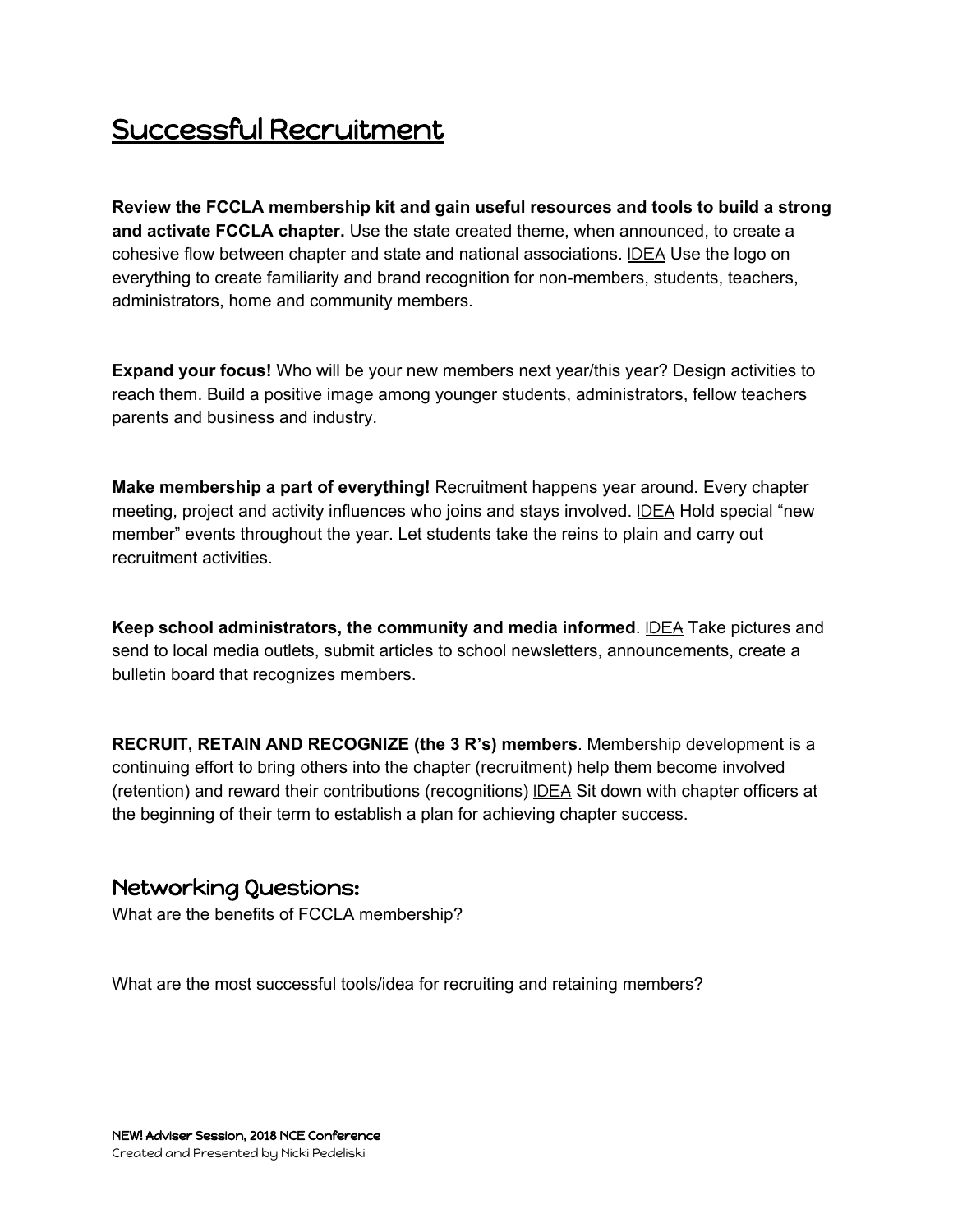# Successful Recruitment

**Review the FCCLA membership kit and gain useful resources and tools to build a strong and activate FCCLA chapter.** Use the state created theme, when announced, to create a cohesive flow between chapter and state and national associations. IDEA Use the logo on everything to create familiarity and brand recognition for non-members, students, teachers, administrators, home and community members.

**Expand your focus!** Who will be your new members next year/this year? Design activities to reach them. Build a positive image among younger students, administrators, fellow teachers parents and business and industry.

**Make membership a part of everything!** Recruitment happens year around. Every chapter meeting, project and activity influences who joins and stays involved. IDEA Hold special "new member" events throughout the year. Let students take the reins to plain and carry out recruitment activities.

**Keep school administrators, the community and media informed**. IDEA Take pictures and send to local media outlets, submit articles to school newsletters, announcements, create a bulletin board that recognizes members.

**RECRUIT, RETAIN AND RECOGNIZE (the 3 R's) members**. Membership development is a continuing effort to bring others into the chapter (recruitment) help them become involved (retention) and reward their contributions (recognitions) IDEA Sit down with chapter officers at the beginning of their term to establish a plan for achieving chapter success.

## Networking Questions:

What are the benefits of FCCLA membership?

What are the most successful tools/idea for recruiting and retaining members?

NEW! Adviser Session, 2018 NCE Conference
*Created and Presented by Nicki Pedeliski*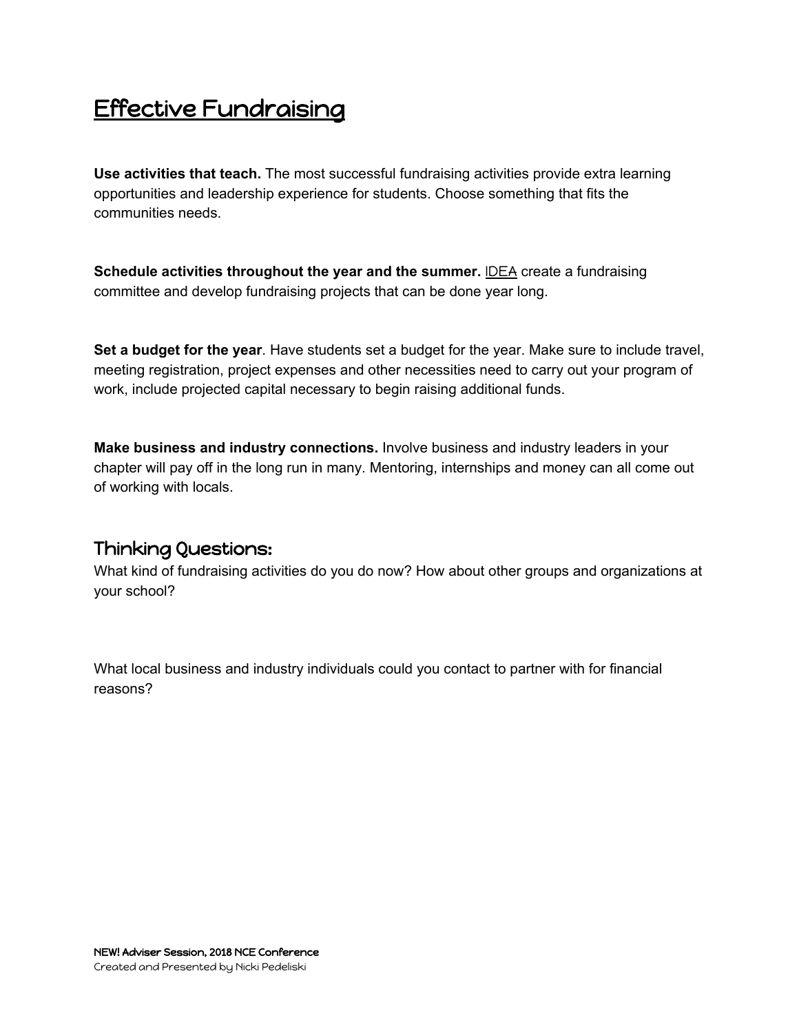# Effective Fundraising

**Use activities that teach.** The most successful fundraising activities provide extra learning opportunities and leadership experience for students. Choose something that fits the communities needs.

**Schedule activities throughout the year and the summer.** IDEA create a fundraising committee and develop fundraising projects that can be done year long.

**Set a budget for the year**. Have students set a budget for the year. Make sure to include travel, meeting registration, project expenses and other necessities need to carry out your program of work, include projected capital necessary to begin raising additional funds.

**Make business and industry connections.** Involve business and industry leaders in your chapter will pay off in the long run in many. Mentoring, internships and money can all come out of working with locals.

## Thinking Questions:

What kind of fundraising activities do you do now? How about other groups and organizations at your school?

What local business and industry individuals could you contact to partner with for financial reasons?

**NEW! Adviser Session, 2018 NCE Conference**
*Created and Presented by Nicki Pedeliski*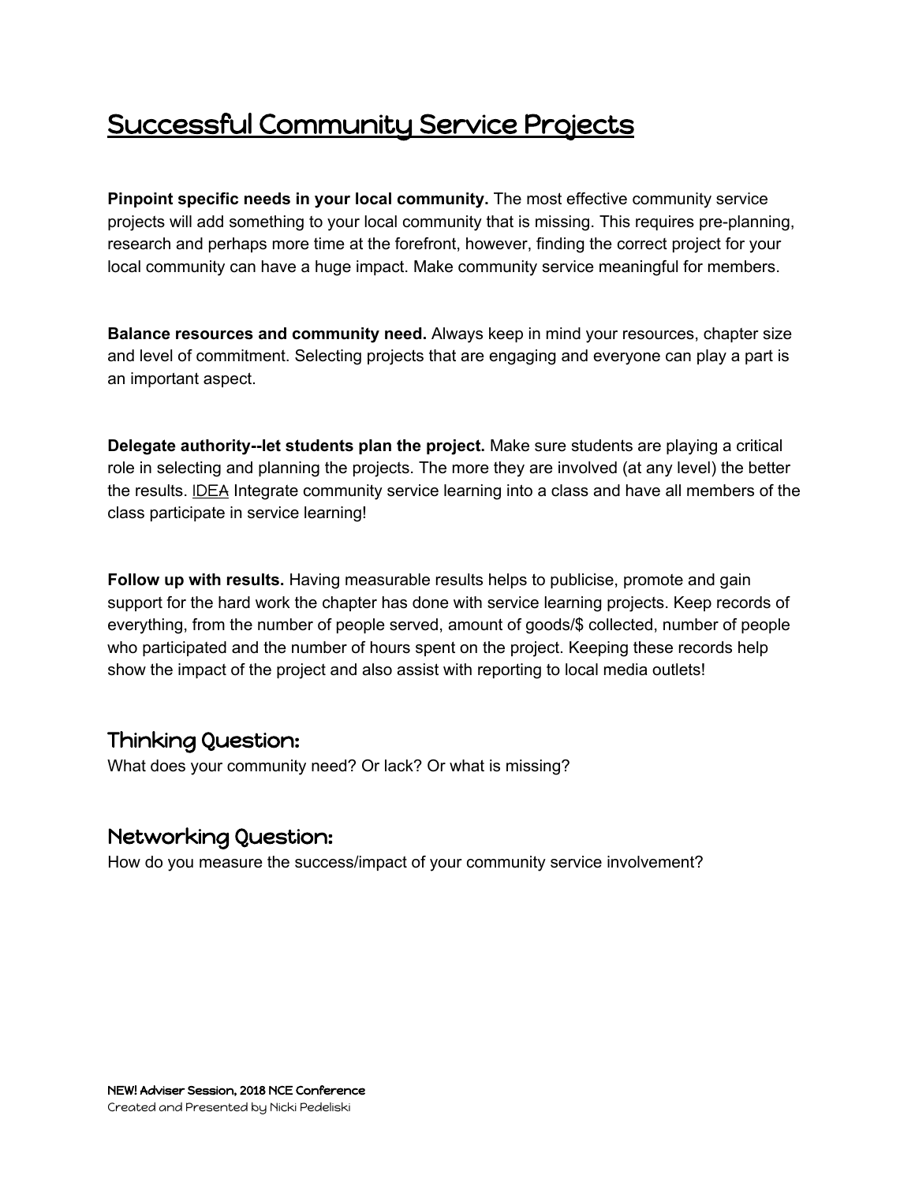# Successful Community Service Projects

**Pinpoint specific needs in your local community.** The most effective community service projects will add something to your local community that is missing. This requires pre-planning, research and perhaps more time at the forefront, however, finding the correct project for your local community can have a huge impact. Make community service meaningful for members.

**Balance resources and community need.** Always keep in mind your resources, chapter size and level of commitment. Selecting projects that are engaging and everyone can play a part is an important aspect.

**Delegate authority--let students plan the project.** Make sure students are playing a critical role in selecting and planning the projects. The more they are involved (at any level) the better the results. IDEA Integrate community service learning into a class and have all members of the class participate in service learning!

**Follow up with results.** Having measurable results helps to publicise, promote and gain support for the hard work the chapter has done with service learning projects. Keep records of everything, from the number of people served, amount of goods/$ collected, number of people who participated and the number of hours spent on the project. Keeping these records help show the impact of the project and also assist with reporting to local media outlets!

## Thinking Question:

What does your community need? Or lack? Or what is missing?

## Networking Question:

How do you measure the success/impact of your community service involvement?

NEW! Adviser Session, 2018 NCE Conference
Created and Presented by Nicki Pedeliski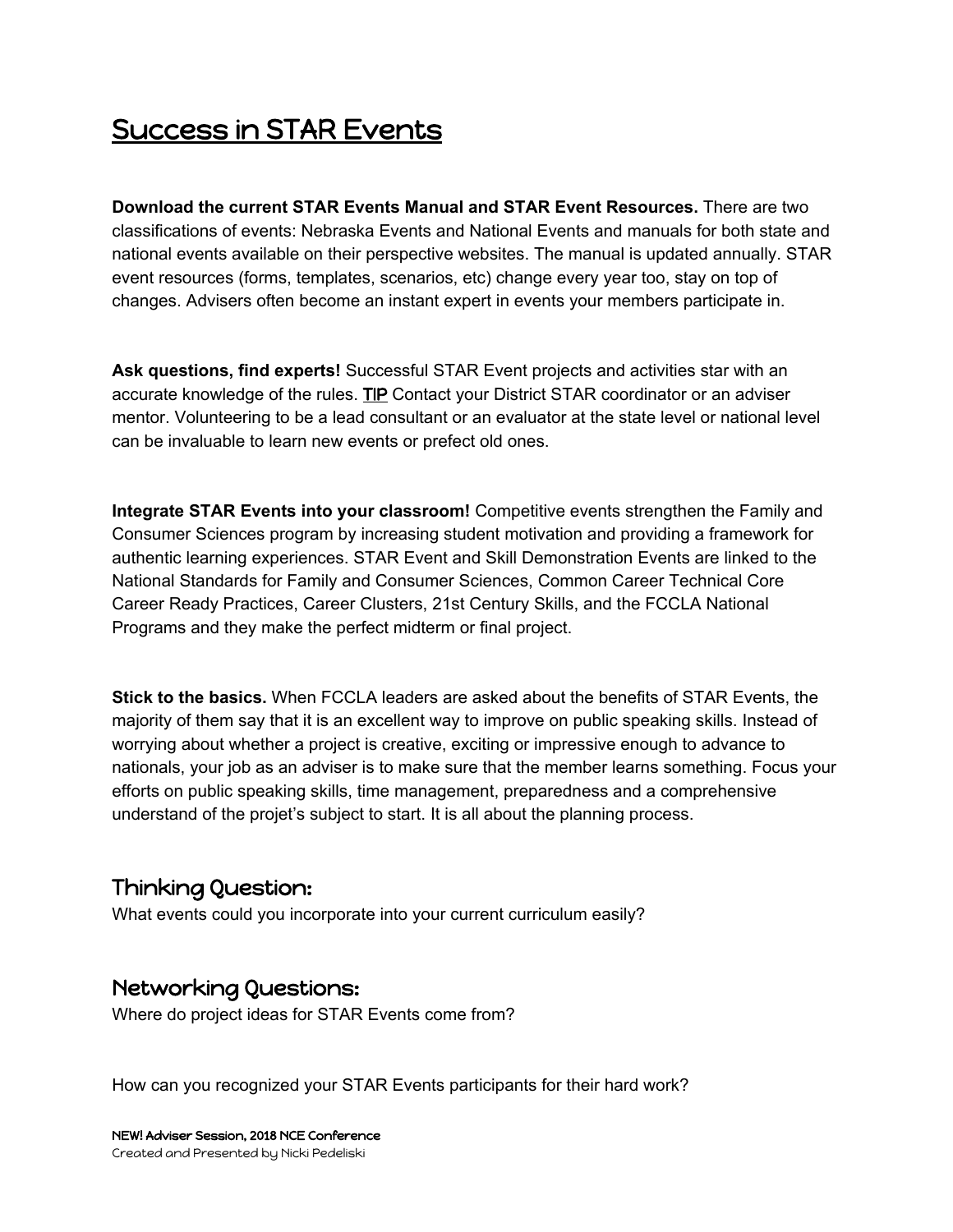# Success in STAR Events

**Download the current STAR Events Manual and STAR Event Resources.** There are two classifications of events: Nebraska Events and National Events and manuals for both state and national events available on their perspective websites. The manual is updated annually. STAR event resources (forms, templates, scenarios, etc) change every year too, stay on top of changes. Advisers often become an instant expert in events your members participate in.

**Ask questions, find experts!** Successful STAR Event projects and activities star with an accurate knowledge of the rules. **TIP** Contact your District STAR coordinator or an adviser mentor. Volunteering to be a lead consultant or an evaluator at the state level or national level can be invaluable to learn new events or prefect old ones.

**Integrate STAR Events into your classroom!** Competitive events strengthen the Family and Consumer Sciences program by increasing student motivation and providing a framework for authentic learning experiences. STAR Event and Skill Demonstration Events are linked to the National Standards for Family and Consumer Sciences, Common Career Technical Core Career Ready Practices, Career Clusters, 21st Century Skills, and the FCCLA National Programs and they make the perfect midterm or final project.

**Stick to the basics.** When FCCLA leaders are asked about the benefits of STAR Events, the majority of them say that it is an excellent way to improve on public speaking skills. Instead of worrying about whether a project is creative, exciting or impressive enough to advance to nationals, your job as an adviser is to make sure that the member learns something. Focus your efforts on public speaking skills, time management, preparedness and a comprehensive understand of the projet's subject to start. It is all about the planning process.

## Thinking Question:

What events could you incorporate into your current curriculum easily?

## Networking Questions:

Where do project ideas for STAR Events come from?

How can you recognized your STAR Events participants for their hard work?

NEW! Adviser Session, 2018 NCE Conference
*Created and Presented by Nicki Pedeliski*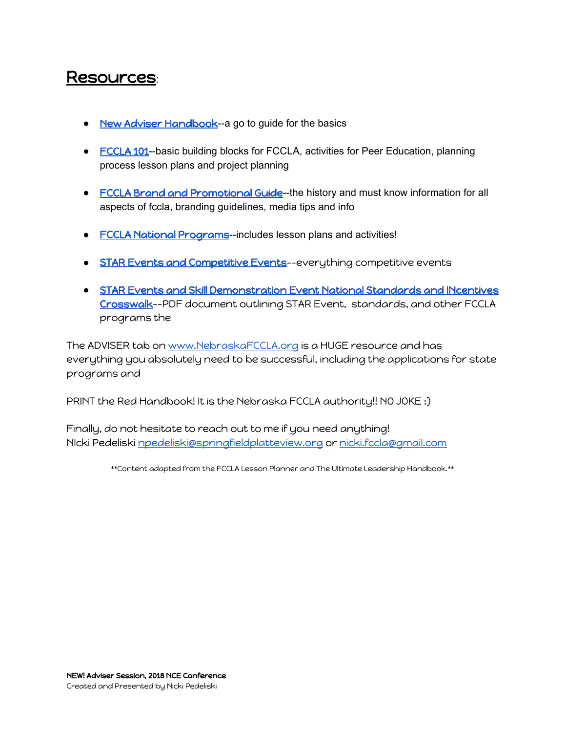# Resources:

- New Adviser Handbook--a go to guide for the basics
- FCCLA 101--basic building blocks for FCCLA, activities for Peer Education, planning process lesson plans and project planning
- FCCLA Brand and Promotional Guide--the history and must know information for all aspects of fccla, branding guidelines, media tips and info
- FCCLA National Programs--includes lesson plans and activities!
- STAR Events and Competitive Events--everything competitive events
- STAR Events and Skill Demonstration Event National Standards and INcentives Crosswalk--PDF document outlining STAR Event, standards, and other FCCLA programs the

The ADVISER tab on www.NebraskaFCCLA.org is a HUGE resource and has everything you absolutely need to be successful, including the applications for state programs and

PRINT the Red Handbook! It is the Nebraska FCCLA authority!! NO JOKE :)

Finally, do not hesitate to reach out to me if you need anything!
NIcki Pedeliski npedeliski@springfieldplatteview.org or nicki.fccla@gmail.com

**Content adapted from the FCCLA Lesson Planner and The Ultimate Leadership Handbook.**